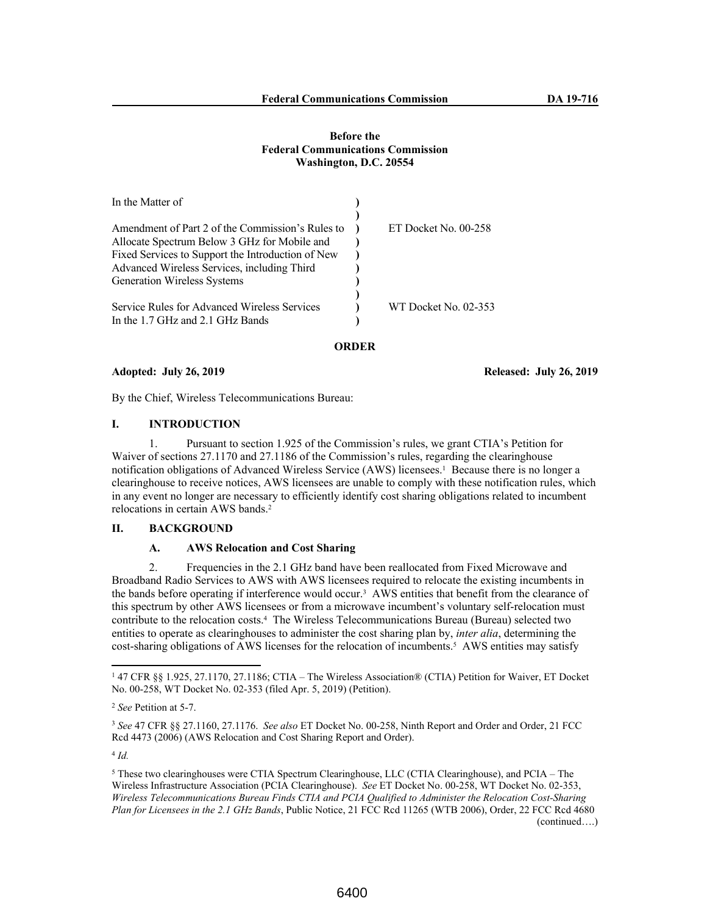**Before the**
**Federal Communications Commission**
**Washington, D.C. 20554**

| | | |
|---|---|---|
| In the Matter of | ) | |
| | ) | |
| Amendment of Part 2 of the Commission's Rules to Allocate Spectrum Below 3 GHz for Mobile and Fixed Services to Support the Introduction of New Advanced Wireless Services, including Third Generation Wireless Systems | ) | ET Docket No. 00-258 |
| | ) | |
| Service Rules for Advanced Wireless Services In the 1.7 GHz and 2.1 GHz Bands | ) | WT Docket No. 02-353 |

**ORDER**

**Adopted: July 26, 2019** **Released: July 26, 2019**

By the Chief, Wireless Telecommunications Bureau:

## I. INTRODUCTION

1. Pursuant to section 1.925 of the Commission's rules, we grant CTIA's Petition for Waiver of sections 27.1170 and 27.1186 of the Commission's rules, regarding the clearinghouse notification obligations of Advanced Wireless Service (AWS) licensees.[1] Because there is no longer a clearinghouse to receive notices, AWS licensees are unable to comply with these notification rules, which in any event no longer are necessary to efficiently identify cost sharing obligations related to incumbent relocations in certain AWS bands.[2]

## II. BACKGROUND

### A. AWS Relocation and Cost Sharing

2. Frequencies in the 2.1 GHz band have been reallocated from Fixed Microwave and Broadband Radio Services to AWS with AWS licensees required to relocate the existing incumbents in the bands before operating if interference would occur.[3] AWS entities that benefit from the clearance of this spectrum by other AWS licensees or from a microwave incumbent's voluntary self-relocation must contribute to the relocation costs.[4] The Wireless Telecommunications Bureau (Bureau) selected two entities to operate as clearinghouses to administer the cost sharing plan by, *inter alia*, determining the cost-sharing obligations of AWS licenses for the relocation of incumbents.[5] AWS entities may satisfy

---

[1] 47 CFR §§ 1.925, 27.1170, 27.1186; CTIA – The Wireless Association® (CTIA) Petition for Waiver, ET Docket No. 00-258, WT Docket No. 02-353 (filed Apr. 5, 2019) (Petition).

[2] *See* Petition at 5-7.

[3] *See* 47 CFR §§ 27.1160, 27.1176. *See also* ET Docket No. 00-258, Ninth Report and Order and Order, 21 FCC Rcd 4473 (2006) (AWS Relocation and Cost Sharing Report and Order).

[4] *Id.*

[5] These two clearinghouses were CTIA Spectrum Clearinghouse, LLC (CTIA Clearinghouse), and PCIA – The Wireless Infrastructure Association (PCIA Clearinghouse). *See* ET Docket No. 00-258, WT Docket No. 02-353, *Wireless Telecommunications Bureau Finds CTIA and PCIA Qualified to Administer the Relocation Cost-Sharing Plan for Licensees in the 2.1 GHz Bands*, Public Notice, 21 FCC Rcd 11265 (WTB 2006), Order, 22 FCC Rcd 4680 (continued….)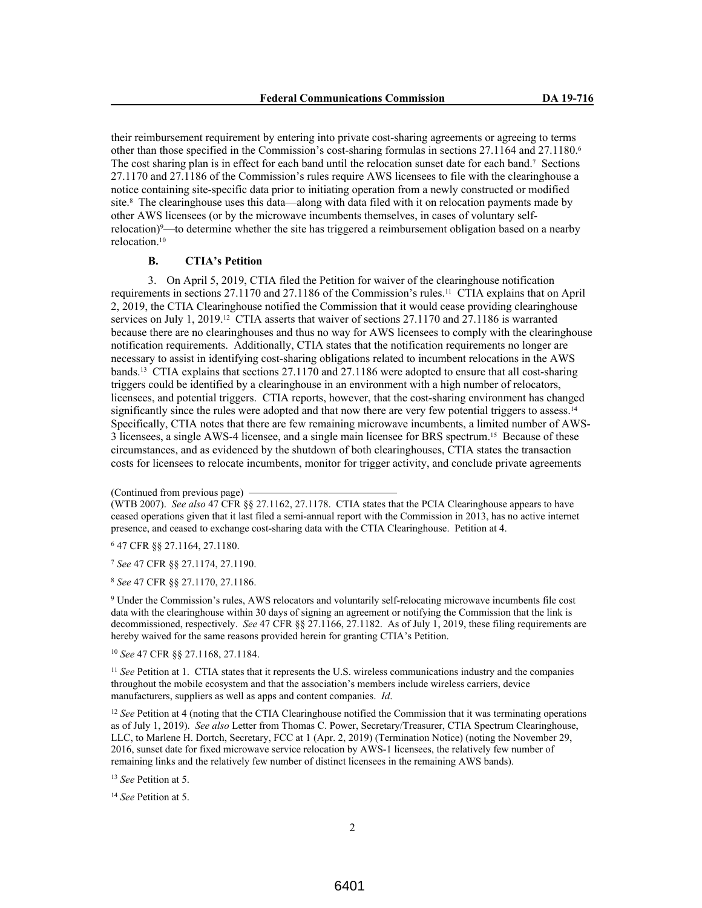their reimbursement requirement by entering into private cost-sharing agreements or agreeing to terms other than those specified in the Commission's cost-sharing formulas in sections 27.1164 and 27.1180.[6] The cost sharing plan is in effect for each band until the relocation sunset date for each band.[7] Sections 27.1170 and 27.1186 of the Commission's rules require AWS licensees to file with the clearinghouse a notice containing site-specific data prior to initiating operation from a newly constructed or modified site.[8] The clearinghouse uses this data—along with data filed with it on relocation payments made by other AWS licensees (or by the microwave incumbents themselves, in cases of voluntary self-relocation)[9]—to determine whether the site has triggered a reimbursement obligation based on a nearby relocation.[10]

### B. CTIA's Petition

3. On April 5, 2019, CTIA filed the Petition for waiver of the clearinghouse notification requirements in sections 27.1170 and 27.1186 of the Commission's rules.[11] CTIA explains that on April 2, 2019, the CTIA Clearinghouse notified the Commission that it would cease providing clearinghouse services on July 1, 2019.[12] CTIA asserts that waiver of sections 27.1170 and 27.1186 is warranted because there are no clearinghouses and thus no way for AWS licensees to comply with the clearinghouse notification requirements. Additionally, CTIA states that the notification requirements no longer are necessary to assist in identifying cost-sharing obligations related to incumbent relocations in the AWS bands.[13] CTIA explains that sections 27.1170 and 27.1186 were adopted to ensure that all cost-sharing triggers could be identified by a clearinghouse in an environment with a high number of relocators, licensees, and potential triggers. CTIA reports, however, that the cost-sharing environment has changed significantly since the rules were adopted and that now there are very few potential triggers to assess.[14] Specifically, CTIA notes that there are few remaining microwave incumbents, a limited number of AWS-3 licensees, a single AWS-4 licensee, and a single main licensee for BRS spectrum.[15] Because of these circumstances, and as evidenced by the shutdown of both clearinghouses, CTIA states the transaction costs for licensees to relocate incumbents, monitor for trigger activity, and conclude private agreements

---

(Continued from previous page)

(WTB 2007). *See also* 47 CFR §§ 27.1162, 27.1178. CTIA states that the PCIA Clearinghouse appears to have ceased operations given that it last filed a semi-annual report with the Commission in 2013, has no active internet presence, and ceased to exchange cost-sharing data with the CTIA Clearinghouse. Petition at 4.

[6] 47 CFR §§ 27.1164, 27.1180.

[7] *See* 47 CFR §§ 27.1174, 27.1190.

[8] *See* 47 CFR §§ 27.1170, 27.1186.

[9] Under the Commission's rules, AWS relocators and voluntarily self-relocating microwave incumbents file cost data with the clearinghouse within 30 days of signing an agreement or notifying the Commission that the link is decommissioned, respectively. *See* 47 CFR §§ 27.1166, 27.1182. As of July 1, 2019, these filing requirements are hereby waived for the same reasons provided herein for granting CTIA's Petition.

[10] *See* 47 CFR §§ 27.1168, 27.1184.

[11] *See* Petition at 1. CTIA states that it represents the U.S. wireless communications industry and the companies throughout the mobile ecosystem and that the association's members include wireless carriers, device manufacturers, suppliers as well as apps and content companies. *Id*.

[12] *See* Petition at 4 (noting that the CTIA Clearinghouse notified the Commission that it was terminating operations as of July 1, 2019). *See also* Letter from Thomas C. Power, Secretary/Treasurer, CTIA Spectrum Clearinghouse, LLC, to Marlene H. Dortch, Secretary, FCC at 1 (Apr. 2, 2019) (Termination Notice) (noting the November 29, 2016, sunset date for fixed microwave service relocation by AWS-1 licensees, the relatively few number of remaining links and the relatively few number of distinct licensees in the remaining AWS bands).

[13] *See* Petition at 5.

[14] *See* Petition at 5.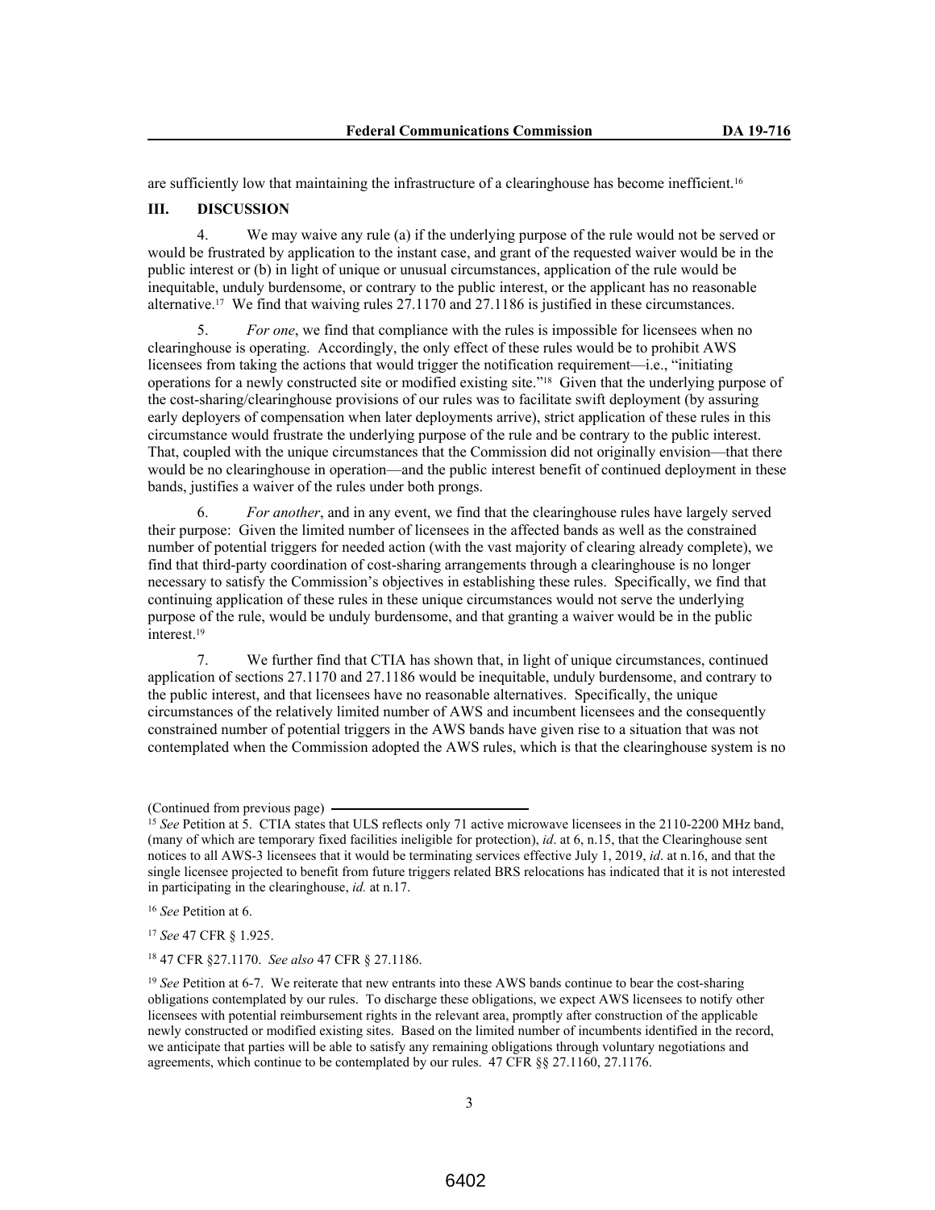are sufficiently low that maintaining the infrastructure of a clearinghouse has become inefficient.[16]

## III. DISCUSSION

4. We may waive any rule (a) if the underlying purpose of the rule would not be served or would be frustrated by application to the instant case, and grant of the requested waiver would be in the public interest or (b) in light of unique or unusual circumstances, application of the rule would be inequitable, unduly burdensome, or contrary to the public interest, or the applicant has no reasonable alternative.[17] We find that waiving rules 27.1170 and 27.1186 is justified in these circumstances.

5. *For one*, we find that compliance with the rules is impossible for licensees when no clearinghouse is operating. Accordingly, the only effect of these rules would be to prohibit AWS licensees from taking the actions that would trigger the notification requirement—i.e., "initiating operations for a newly constructed site or modified existing site."[18] Given that the underlying purpose of the cost-sharing/clearinghouse provisions of our rules was to facilitate swift deployment (by assuring early deployers of compensation when later deployments arrive), strict application of these rules in this circumstance would frustrate the underlying purpose of the rule and be contrary to the public interest. That, coupled with the unique circumstances that the Commission did not originally envision—that there would be no clearinghouse in operation—and the public interest benefit of continued deployment in these bands, justifies a waiver of the rules under both prongs.

6. *For another*, and in any event, we find that the clearinghouse rules have largely served their purpose: Given the limited number of licensees in the affected bands as well as the constrained number of potential triggers for needed action (with the vast majority of clearing already complete), we find that third-party coordination of cost-sharing arrangements through a clearinghouse is no longer necessary to satisfy the Commission's objectives in establishing these rules. Specifically, we find that continuing application of these rules in these unique circumstances would not serve the underlying purpose of the rule, would be unduly burdensome, and that granting a waiver would be in the public interest.[19]

7. We further find that CTIA has shown that, in light of unique circumstances, continued application of sections 27.1170 and 27.1186 would be inequitable, unduly burdensome, and contrary to the public interest, and that licensees have no reasonable alternatives. Specifically, the unique circumstances of the relatively limited number of AWS and incumbent licensees and the consequently constrained number of potential triggers in the AWS bands have given rise to a situation that was not contemplated when the Commission adopted the AWS rules, which is that the clearinghouse system is no

(Continued from previous page)

[15] *See* Petition at 5. CTIA states that ULS reflects only 71 active microwave licensees in the 2110-2200 MHz band, (many of which are temporary fixed facilities ineligible for protection), *id*. at 6, n.15, that the Clearinghouse sent notices to all AWS-3 licensees that it would be terminating services effective July 1, 2019, *id*. at n.16, and that the single licensee projected to benefit from future triggers related BRS relocations has indicated that it is not interested in participating in the clearinghouse, *id.* at n.17.

[16] *See* Petition at 6.

[17] *See* 47 CFR § 1.925.

[18] 47 CFR §27.1170. *See also* 47 CFR § 27.1186.

[19] *See* Petition at 6-7. We reiterate that new entrants into these AWS bands continue to bear the cost-sharing obligations contemplated by our rules. To discharge these obligations, we expect AWS licensees to notify other licensees with potential reimbursement rights in the relevant area, promptly after construction of the applicable newly constructed or modified existing sites. Based on the limited number of incumbents identified in the record, we anticipate that parties will be able to satisfy any remaining obligations through voluntary negotiations and agreements, which continue to be contemplated by our rules. 47 CFR §§ 27.1160, 27.1176.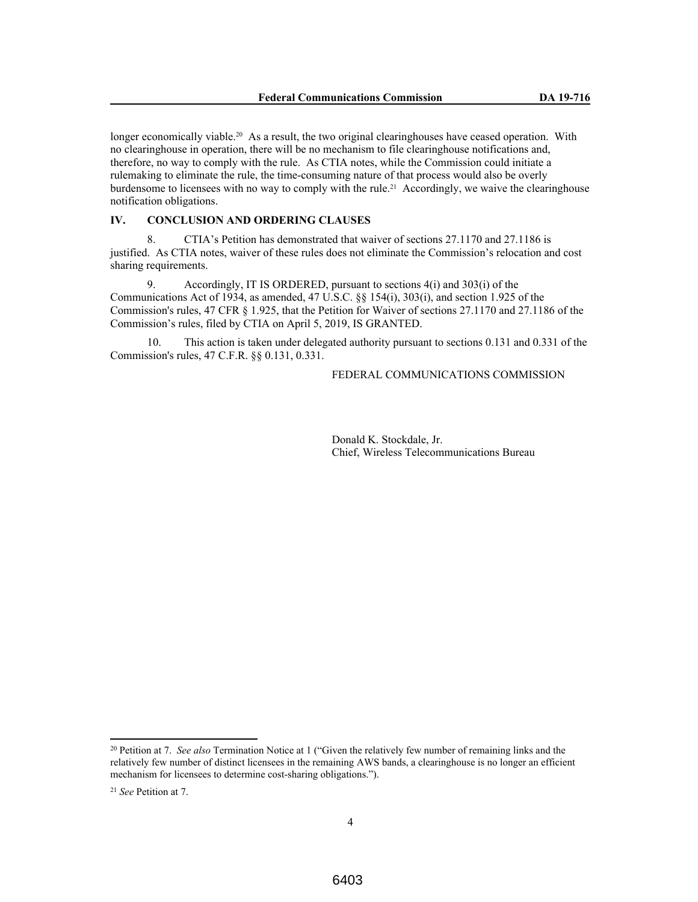longer economically viable.[20] As a result, the two original clearinghouses have ceased operation. With no clearinghouse in operation, there will be no mechanism to file clearinghouse notifications and, therefore, no way to comply with the rule. As CTIA notes, while the Commission could initiate a rulemaking to eliminate the rule, the time-consuming nature of that process would also be overly burdensome to licensees with no way to comply with the rule.[21] Accordingly, we waive the clearinghouse notification obligations.

## IV. CONCLUSION AND ORDERING CLAUSES

8. CTIA's Petition has demonstrated that waiver of sections 27.1170 and 27.1186 is justified. As CTIA notes, waiver of these rules does not eliminate the Commission's relocation and cost sharing requirements.

9. Accordingly, IT IS ORDERED, pursuant to sections 4(i) and 303(i) of the Communications Act of 1934, as amended, 47 U.S.C. §§ 154(i), 303(i), and section 1.925 of the Commission's rules, 47 CFR § 1.925, that the Petition for Waiver of sections 27.1170 and 27.1186 of the Commission's rules, filed by CTIA on April 5, 2019, IS GRANTED.

10. This action is taken under delegated authority pursuant to sections 0.131 and 0.331 of the Commission's rules, 47 C.F.R. §§ 0.131, 0.331.

FEDERAL COMMUNICATIONS COMMISSION

Donald K. Stockdale, Jr.
Chief, Wireless Telecommunications Bureau

---

[20] Petition at 7. *See also* Termination Notice at 1 ("Given the relatively few number of remaining links and the relatively few number of distinct licensees in the remaining AWS bands, a clearinghouse is no longer an efficient mechanism for licensees to determine cost-sharing obligations.").

[21] *See* Petition at 7.